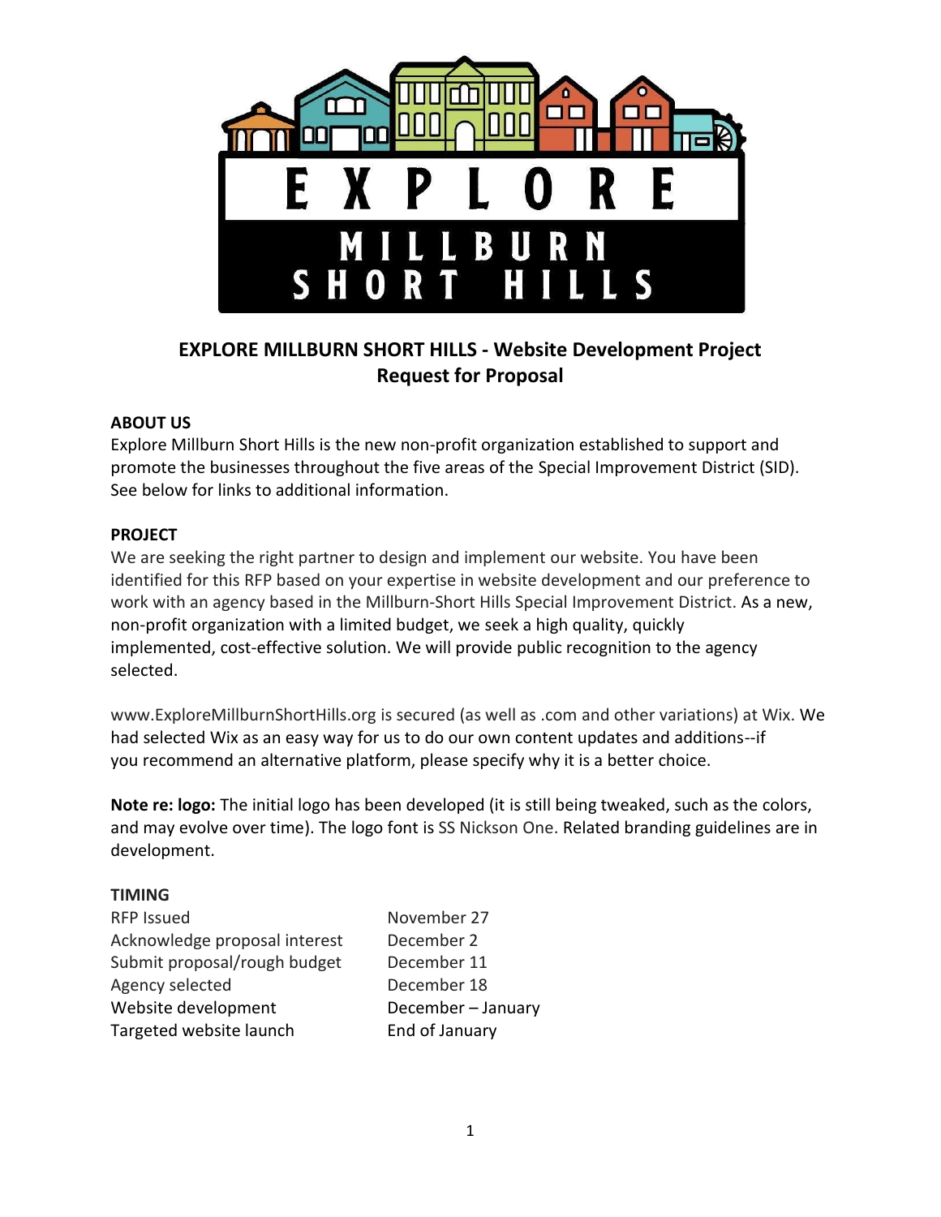# EXPLORE MILLBURN SHORT HILLS - Website Development Project
## Request for Proposal

### ABOUT US

Explore Millburn Short Hills is the new non-profit organization established to support and promote the businesses throughout the five areas of the Special Improvement District (SID). See below for links to additional information.

### PROJECT

We are seeking the right partner to design and implement our website. You have been identified for this RFP based on your expertise in website development and our preference to work with an agency based in the Millburn-Short Hills Special Improvement District. As a new, non-profit organization with a limited budget, we seek a high quality, quickly implemented, cost-effective solution. We will provide public recognition to the agency selected.

www.ExploreMillburnShortHills.org is secured (as well as .com and other variations) at Wix. We had selected Wix as an easy way for us to do our own content updates and additions--if you recommend an alternative platform, please specify why it is a better choice.

**Note re: logo:** The initial logo has been developed (it is still being tweaked, such as the colors, and may evolve over time). The logo font is SS Nickson One. Related branding guidelines are in development.

### TIMING

| | |
|---|---|
| RFP Issued | November 27 |
| Acknowledge proposal interest | December 2 |
| Submit proposal/rough budget | December 11 |
| Agency selected | December 18 |
| Website development | December – January |
| Targeted website launch | End of January |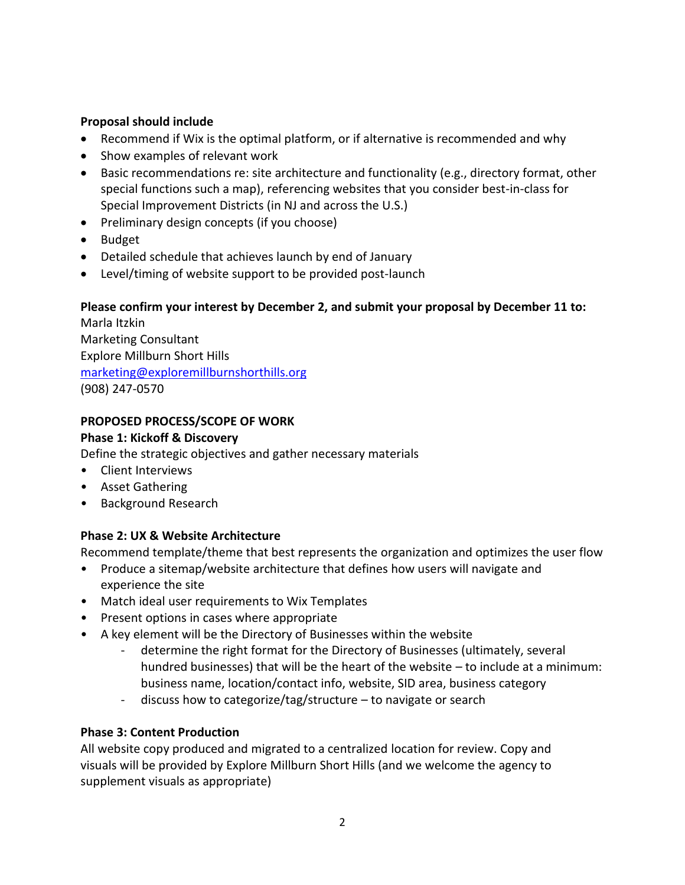**Proposal should include**

- Recommend if Wix is the optimal platform, or if alternative is recommended and why
- Show examples of relevant work
- Basic recommendations re: site architecture and functionality (e.g., directory format, other special functions such a map), referencing websites that you consider best-in-class for Special Improvement Districts (in NJ and across the U.S.)
- Preliminary design concepts (if you choose)
- Budget
- Detailed schedule that achieves launch by end of January
- Level/timing of website support to be provided post-launch

**Please confirm your interest by December 2, and submit your proposal by December 11 to:**

Marla Itzkin
Marketing Consultant
Explore Millburn Short Hills
[marketing@exploremillburnshorthills.org](mailto:marketing@exploremillburnshorthills.org)
(908) 247-0570

**PROPOSED PROCESS/SCOPE OF WORK**

**Phase 1: Kickoff & Discovery**

Define the strategic objectives and gather necessary materials

- Client Interviews
- Asset Gathering
- Background Research

**Phase 2: UX & Website Architecture**

Recommend template/theme that best represents the organization and optimizes the user flow

- Produce a sitemap/website architecture that defines how users will navigate and experience the site
- Match ideal user requirements to Wix Templates
- Present options in cases where appropriate
- A key element will be the Directory of Businesses within the website
    - determine the right format for the Directory of Businesses (ultimately, several hundred businesses) that will be the heart of the website – to include at a minimum: business name, location/contact info, website, SID area, business category
    - discuss how to categorize/tag/structure – to navigate or search

**Phase 3: Content Production**

All website copy produced and migrated to a centralized location for review. Copy and visuals will be provided by Explore Millburn Short Hills (and we welcome the agency to supplement visuals as appropriate)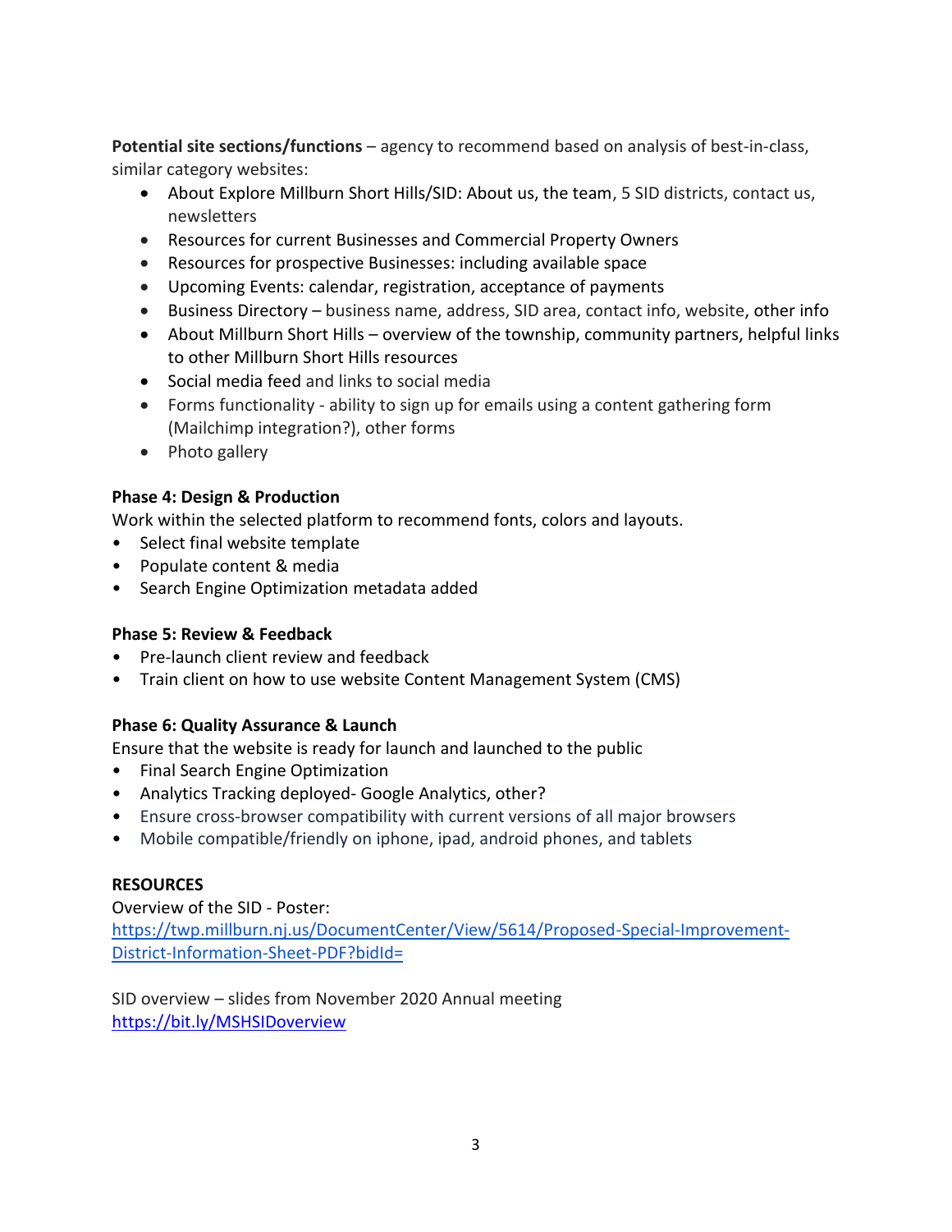**Potential site sections/functions** – agency to recommend based on analysis of best-in-class, similar category websites:

- About Explore Millburn Short Hills/SID: About us, the team, 5 SID districts, contact us, newsletters
- Resources for current Businesses and Commercial Property Owners
- Resources for prospective Businesses: including available space
- Upcoming Events: calendar, registration, acceptance of payments
- Business Directory – business name, address, SID area, contact info, website, other info
- About Millburn Short Hills – overview of the township, community partners, helpful links to other Millburn Short Hills resources
- Social media feed and links to social media
- Forms functionality - ability to sign up for emails using a content gathering form (Mailchimp integration?), other forms
- Photo gallery

**Phase 4: Design & Production**

Work within the selected platform to recommend fonts, colors and layouts.

- Select final website template
- Populate content & media
- Search Engine Optimization metadata added

**Phase 5: Review & Feedback**

- Pre-launch client review and feedback
- Train client on how to use website Content Management System (CMS)

**Phase 6: Quality Assurance & Launch**

Ensure that the website is ready for launch and launched to the public

- Final Search Engine Optimization
- Analytics Tracking deployed- Google Analytics, other?
- Ensure cross-browser compatibility with current versions of all major browsers
- Mobile compatible/friendly on iphone, ipad, android phones, and tablets

**RESOURCES**

Overview of the SID - Poster:
https://twp.millburn.nj.us/DocumentCenter/View/5614/Proposed-Special-Improvement-District-Information-Sheet-PDF?bidId=

SID overview – slides from November 2020 Annual meeting
https://bit.ly/MSHSIDoverview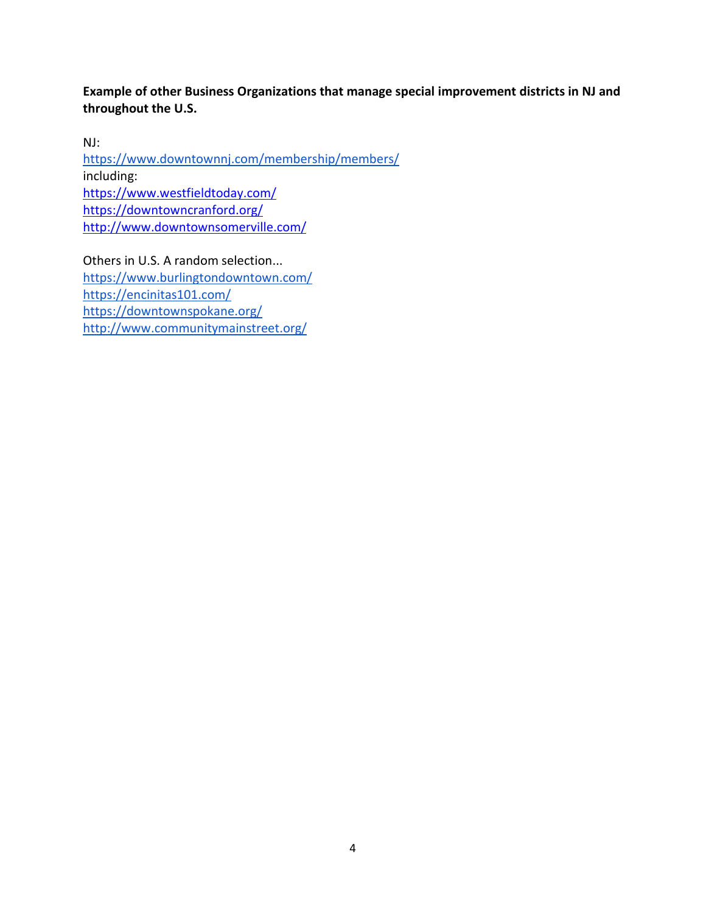**Example of other Business Organizations that manage special improvement districts in NJ and throughout the U.S.**

NJ:
https://www.downtownnj.com/membership/members/
including:
https://www.westfieldtoday.com/
https://downtowncranford.org/
http://www.downtownsomerville.com/

Others in U.S. A random selection...
https://www.burlingtondowntown.com/
https://encinitas101.com/
https://downtownspokane.org/
http://www.communitymainstreet.org/